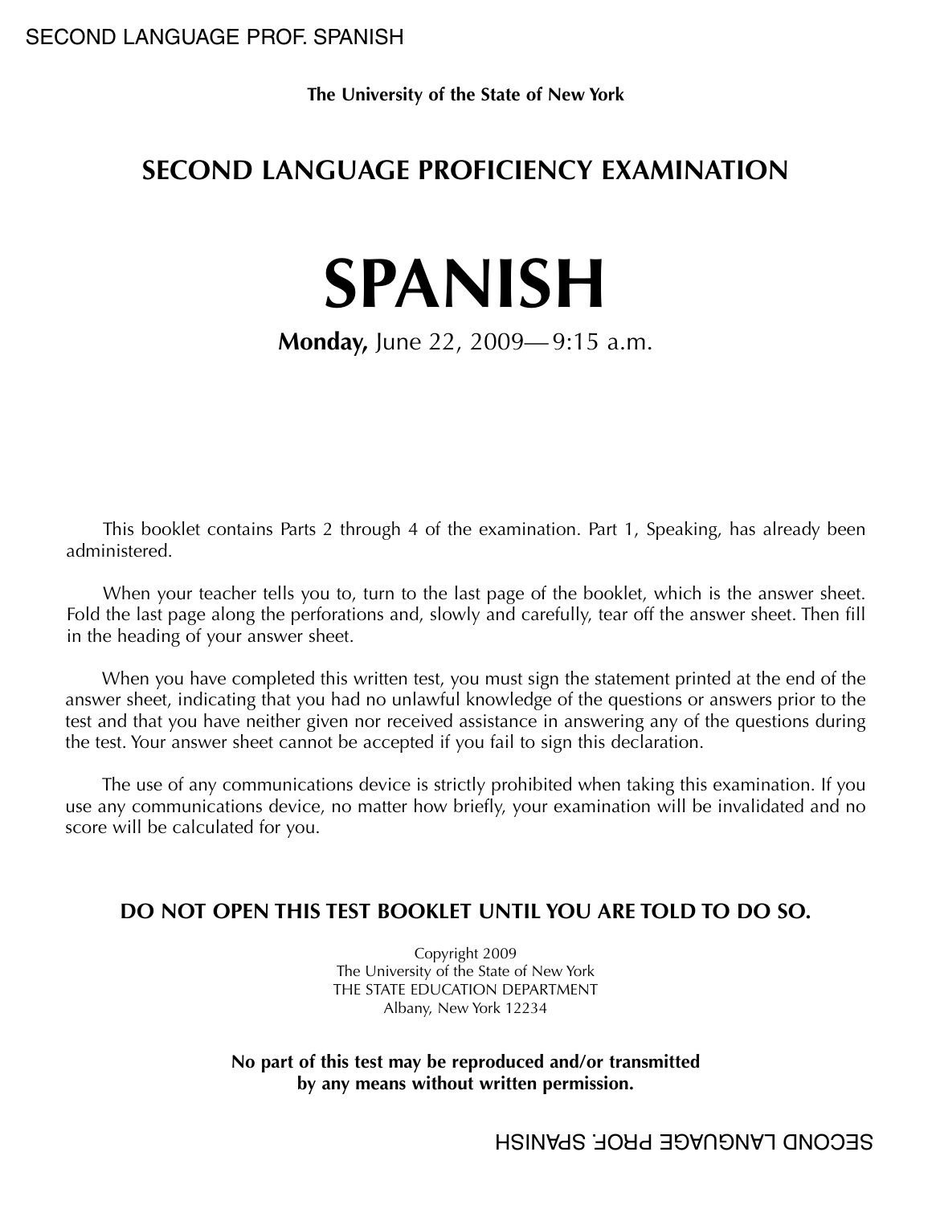The University of the State of New York

## SECOND LANGUAGE PROFICIENCY EXAMINATION

# SPANISH

**Monday,** June 22, 2009— 9:15 a.m.

This booklet contains Parts 2 through 4 of the examination. Part 1, Speaking, has already been administered.

When your teacher tells you to, turn to the last page of the booklet, which is the answer sheet. Fold the last page along the perforations and, slowly and carefully, tear off the answer sheet. Then fill in the heading of your answer sheet.

When you have completed this written test, you must sign the statement printed at the end of the answer sheet, indicating that you had no unlawful knowledge of the questions or answers prior to the test and that you have neither given nor received assistance in answering any of the questions during the test. Your answer sheet cannot be accepted if you fail to sign this declaration.

The use of any communications device is strictly prohibited when taking this examination. If you use any communications device, no matter how briefly, your examination will be invalidated and no score will be calculated for you.

**DO NOT OPEN THIS TEST BOOKLET UNTIL YOU ARE TOLD TO DO SO.**

Copyright 2009
The University of the State of New York
THE STATE EDUCATION DEPARTMENT
Albany, New York 12234

**No part of this test may be reproduced and/or transmitted by any means without written permission.**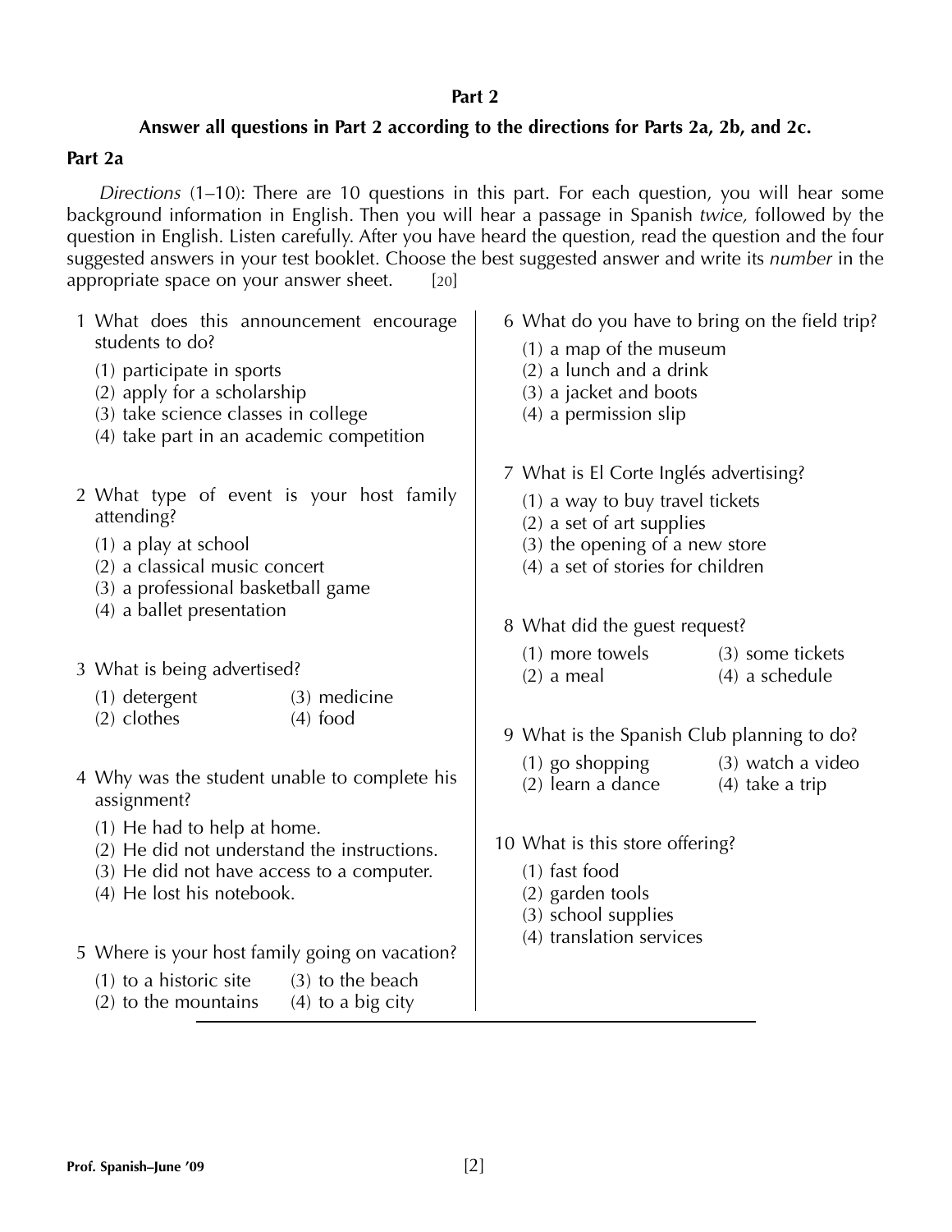## Part 2

**Answer all questions in Part 2 according to the directions for Parts 2a, 2b, and 2c.**

### Part 2a

*Directions* (1–10): There are 10 questions in this part. For each question, you will hear some background information in English. Then you will hear a passage in Spanish *twice,* followed by the question in English. Listen carefully. After you have heard the question, read the question and the four suggested answers in your test booklet. Choose the best suggested answer and write its *number* in the appropriate space on your answer sheet. [20]

1 What does this announcement encourage students to do?

(1) participate in sports
(2) apply for a scholarship
(3) take science classes in college
(4) take part in an academic competition

2 What type of event is your host family attending?

(1) a play at school
(2) a classical music concert
(3) a professional basketball game
(4) a ballet presentation

3 What is being advertised?

(1) detergent
(2) clothes
(3) medicine
(4) food

4 Why was the student unable to complete his assignment?

(1) He had to help at home.
(2) He did not understand the instructions.
(3) He did not have access to a computer.
(4) He lost his notebook.

5 Where is your host family going on vacation?

(1) to a historic site
(2) to the mountains
(3) to the beach
(4) to a big city

6 What do you have to bring on the field trip?

(1) a map of the museum
(2) a lunch and a drink
(3) a jacket and boots
(4) a permission slip

7 What is El Corte Inglés advertising?

(1) a way to buy travel tickets
(2) a set of art supplies
(3) the opening of a new store
(4) a set of stories for children

8 What did the guest request?

(1) more towels
(2) a meal
(3) some tickets
(4) a schedule

9 What is the Spanish Club planning to do?

(1) go shopping
(2) learn a dance
(3) watch a video
(4) take a trip

10 What is this store offering?

(1) fast food
(2) garden tools
(3) school supplies
(4) translation services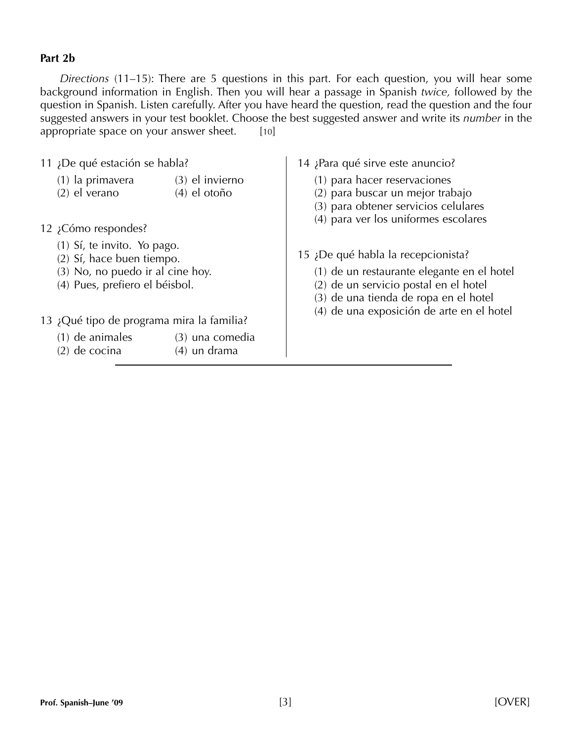**Part 2b**

*Directions* (11–15): There are 5 questions in this part. For each question, you will hear some background information in English. Then you will hear a passage in Spanish *twice,* followed by the question in Spanish. Listen carefully. After you have heard the question, read the question and the four suggested answers in your test booklet. Choose the best suggested answer and write its *number* in the appropriate space on your answer sheet. [10]

11 ¿De qué estación se habla?

(1) la primavera
(2) el verano
(3) el invierno
(4) el otoño

12 ¿Cómo respondes?

(1) Sí, te invito. Yo pago.
(2) Sí, hace buen tiempo.
(3) No, no puedo ir al cine hoy.
(4) Pues, prefiero el béisbol.

13 ¿Qué tipo de programa mira la familia?

(1) de animales
(2) de cocina
(3) una comedia
(4) un drama

14 ¿Para qué sirve este anuncio?

(1) para hacer reservaciones
(2) para buscar un mejor trabajo
(3) para obtener servicios celulares
(4) para ver los uniformes escolares

15 ¿De qué habla la recepcionista?

(1) de un restaurante elegante en el hotel
(2) de un servicio postal en el hotel
(3) de una tienda de ropa en el hotel
(4) de una exposición de arte en el hotel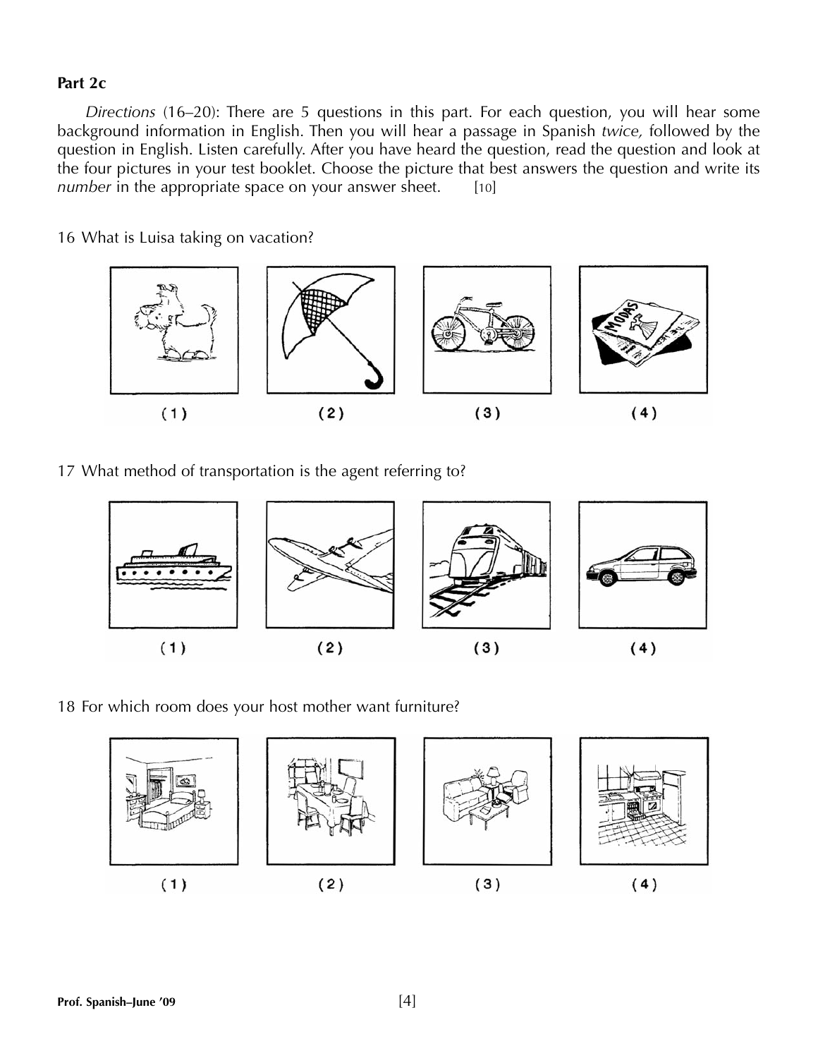## Part 2c

*Directions* (16–20): There are 5 questions in this part. For each question, you will hear some background information in English. Then you will hear a passage in Spanish *twice,* followed by the question in English. Listen carefully. After you have heard the question, read the question and look at the four pictures in your test booklet. Choose the picture that best answers the question and write its *number* in the appropriate space on your answer sheet. [10]

16 What is Luisa taking on vacation?

(1) (2) (3) (4)

17 What method of transportation is the agent referring to?

(1) (2) (3) (4)

18 For which room does your host mother want furniture?

(1) (2) (3) (4)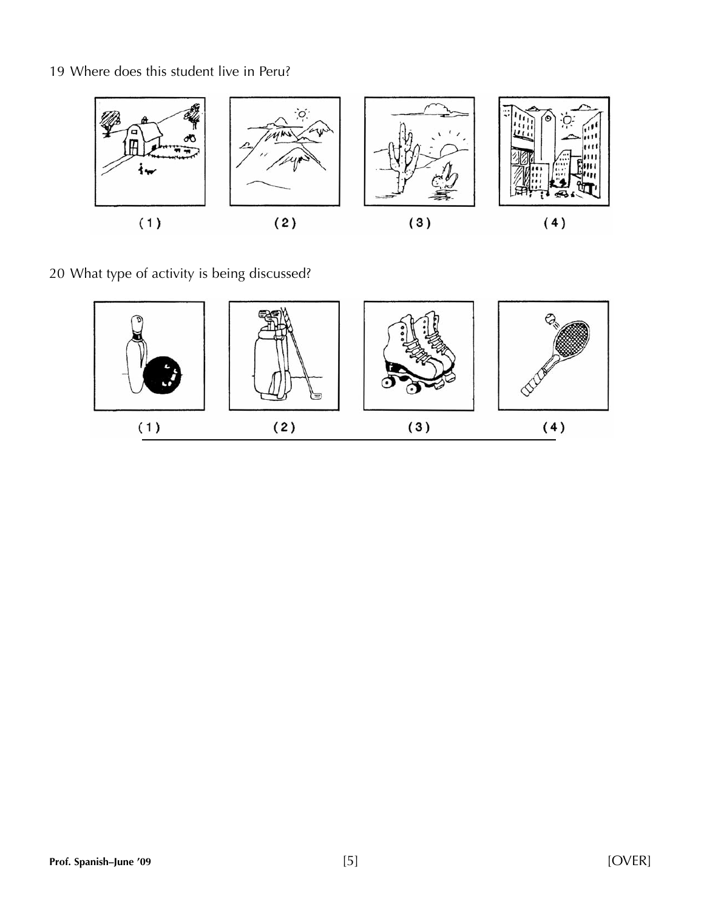19 Where does this student live in Peru?

(1) (2) (3) (4)

20 What type of activity is being discussed?

(1) (2) (3) (4)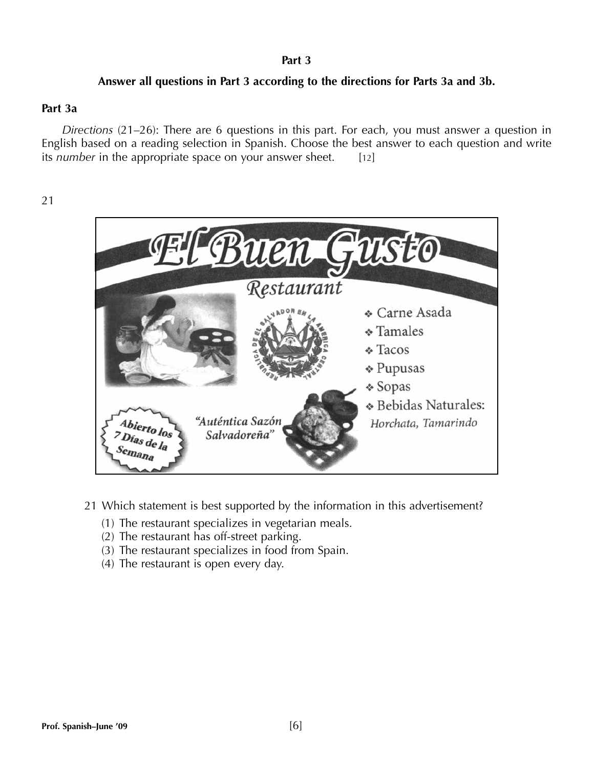**Part 3**

**Answer all questions in Part 3 according to the directions for Parts 3a and 3b.**

**Part 3a**

*Directions* (21–26): There are 6 questions in this part. For each, you must answer a question in English based on a reading selection in Spanish. Choose the best answer to each question and write its *number* in the appropriate space on your answer sheet. [12]

21

El Buen Gusto

Restaurant

- Carne Asada
- Tamales
- Tacos
- Pupusas
- Sopas
- Bebidas Naturales:
  *Horchata, Tamarindo*

Abierto los 7 Días de la Semana

*"Auténtica Sazón Salvadoreña"*

21 Which statement is best supported by the information in this advertisement?

(1) The restaurant specializes in vegetarian meals.
(2) The restaurant has off-street parking.
(3) The restaurant specializes in food from Spain.
(4) The restaurant is open every day.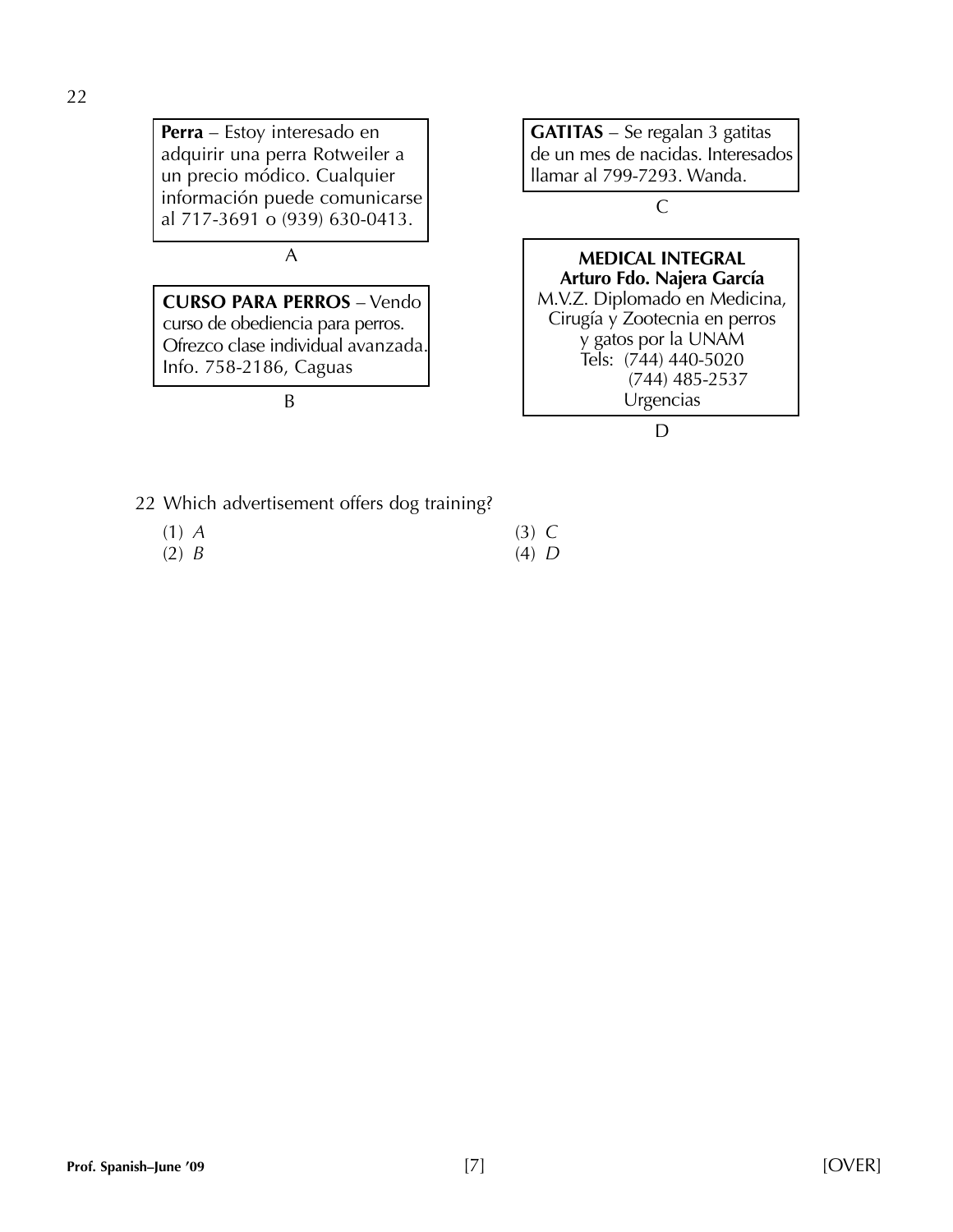22

**Perra** – Estoy interesado en adquirir una perra Rotweiler a un precio módico. Cualquier información puede comunicarse al 717-3691 o (939) 630-0413.

A

**CURSO PARA PERROS** – Vendo curso de obediencia para perros. Ofrezco clase individual avanzada. Info. 758-2186, Caguas

B

**GATITAS** – Se regalan 3 gatitas de un mes de nacidas. Interesados llamar al 799-7293. Wanda.

C

**MEDICAL INTEGRAL**
**Arturo Fdo. Najera García**
M.V.Z. Diplomado en Medicina, Cirugía y Zootecnia en perros y gatos por la UNAM
Tels: (744) 440-5020
(744) 485-2537
Urgencias

D

22 Which advertisement offers dog training?

(1) *A*
(2) *B*
(3) *C*
(4) *D*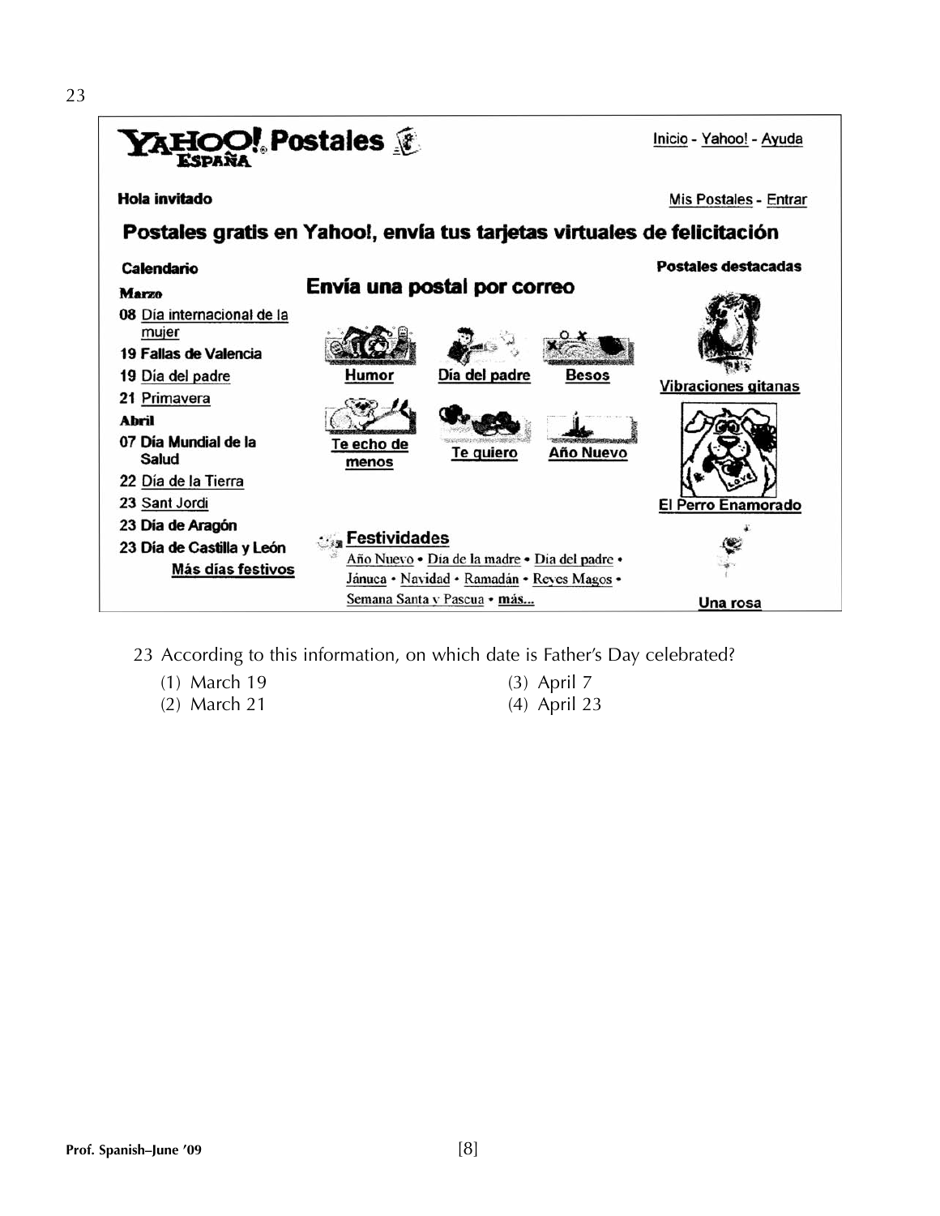23

**YAHOO! ESPAÑA Postales**

Inicio - Yahoo! - Ayuda

**Hola invitado**

Mis Postales - Entrar

## Postales gratis en Yahoo!, envía tus tarjetas virtuales de felicitación

**Calendario**

**Marzo**

- 08 Día internacional de la mujer
- 19 Fallas de Valencia
- 19 Día del padre
- 21 Primavera

**Abril**

- 07 Día Mundial de la Salud
- 22 Día de la Tierra
- 23 Sant Jordi
- 23 Día de Aragón
- 23 Día de Castilla y León

**Más días festivos**

**Envía una postal por correo**

Humor — Día del padre — Besos

Te echo de menos — Te quiero — Año Nuevo

**Festividades**

Año Nuevo • Día de la madre • Día del padre • Jánuca • Navidad • Ramadán • Reyes Magos • Semana Santa y Pascua • más...

**Postales destacadas**

Vibraciones gitanas

El Perro Enamorado

Una rosa

23 According to this information, on which date is Father's Day celebrated?

(1) March 19
(2) March 21
(3) April 7
(4) April 23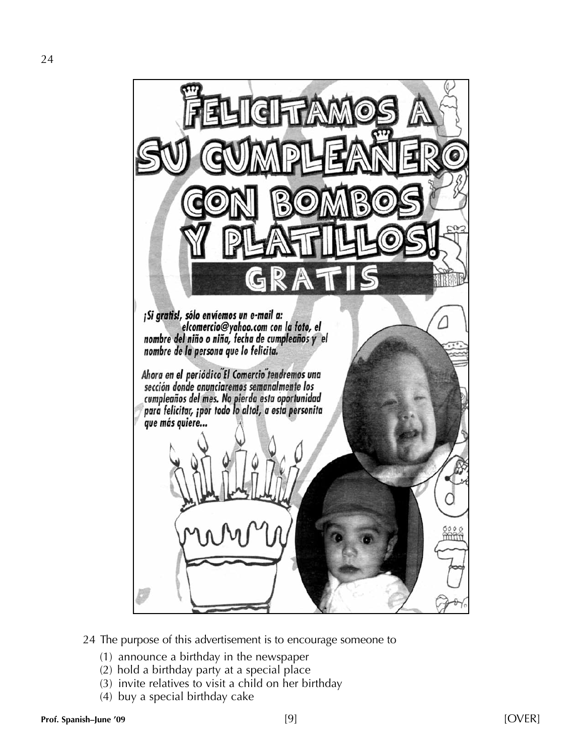24

# FELICITAMOS A SU CUMPLEAÑERO CON BOMBOS Y PLATILLOS!

## GRATIS

*¡Si gratis!, sólo envíenos un e-mail a: elcomercio@yahoo.com con la foto, el nombre del niño o niña, fecha de cumpleaños y el nombre de la persona que lo felicita.*

*Ahora en el periódico "El Comercio" tendremos una sección donde anunciaremos semanalmente los cumpleaños del mes. No pierda esta oportunidad para felicitar, ¡por todo lo alto!, a esta personita que más quiere...*

24 The purpose of this advertisement is to encourage someone to

(1) announce a birthday in the newspaper
(2) hold a birthday party at a special place
(3) invite relatives to visit a child on her birthday
(4) buy a special birthday cake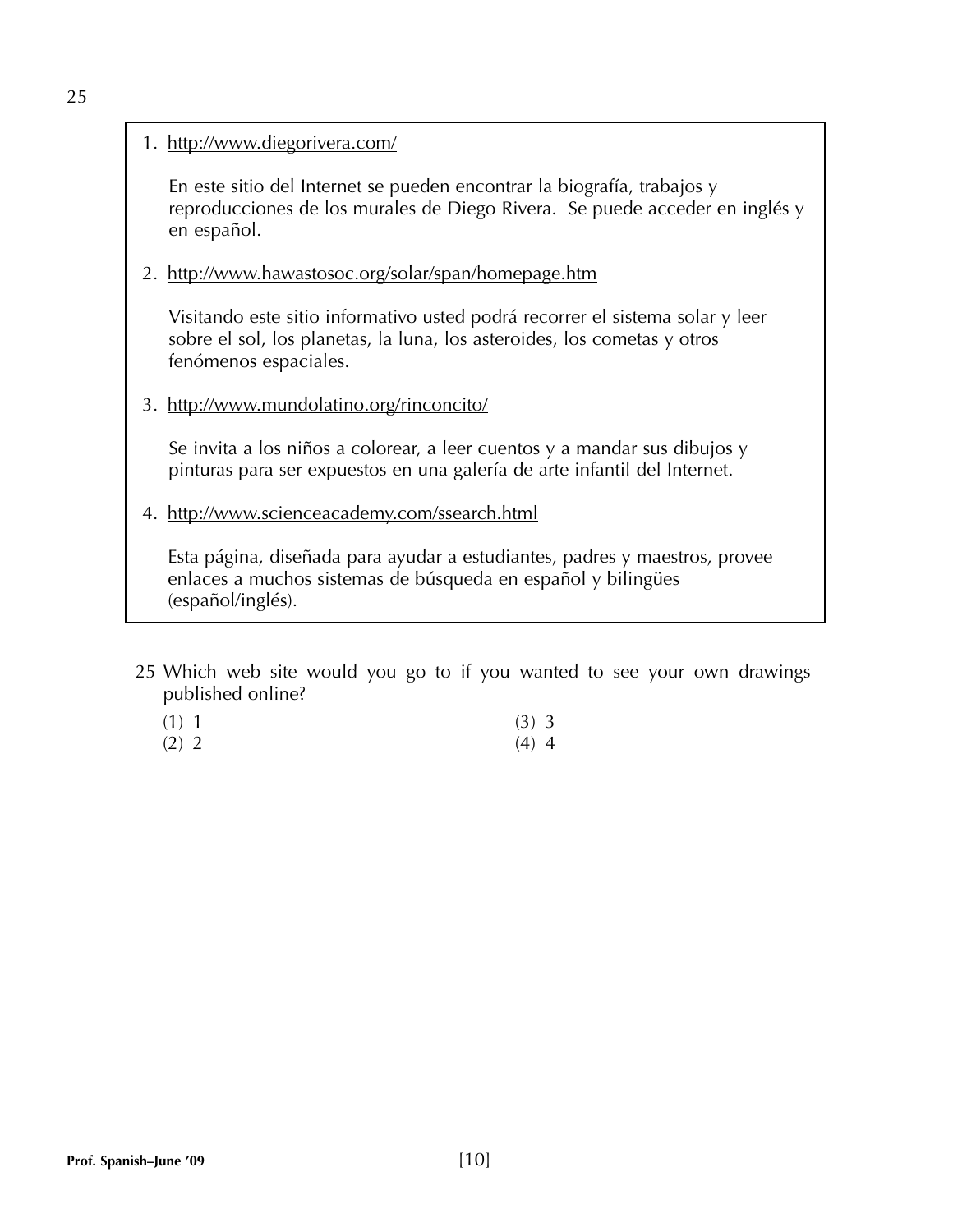25

1. http://www.diegorivera.com/

   En este sitio del Internet se pueden encontrar la biografía, trabajos y reproducciones de los murales de Diego Rivera. Se puede acceder en inglés y en español.

2. http://www.hawastosoc.org/solar/span/homepage.htm

   Visitando este sitio informativo usted podrá recorrer el sistema solar y leer sobre el sol, los planetas, la luna, los asteroides, los cometas y otros fenómenos espaciales.

3. http://www.mundolatino.org/rinconcito/

   Se invita a los niños a colorear, a leer cuentos y a mandar sus dibujos y pinturas para ser expuestos en una galería de arte infantil del Internet.

4. http://www.scienceacademy.com/ssearch.html

   Esta página, diseñada para ayudar a estudiantes, padres y maestros, provee enlaces a muchos sistemas de búsqueda en español y bilingües (español/inglés).

25 Which web site would you go to if you wanted to see your own drawings published online?

(1) 1
(2) 2
(3) 3
(4) 4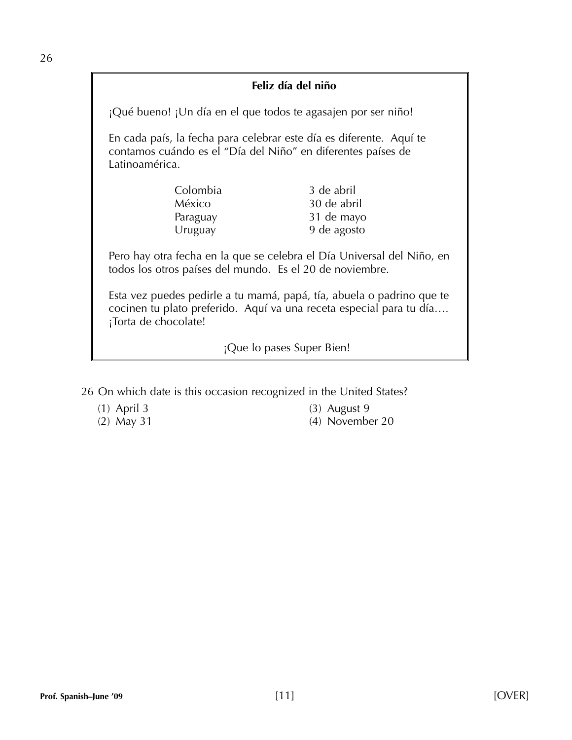### Feliz día del niño

¡Qué bueno! ¡Un día en el que todos te agasajen por ser niño!

En cada país, la fecha para celebrar este día es diferente. Aquí te contamos cuándo es el "Día del Niño" en diferentes países de Latinoamérica.

| | |
|---|---|
| Colombia | 3 de abril |
| México | 30 de abril |
| Paraguay | 31 de mayo |
| Uruguay | 9 de agosto |

Pero hay otra fecha en la que se celebra el Día Universal del Niño, en todos los otros países del mundo. Es el 20 de noviembre.

Esta vez puedes pedirle a tu mamá, papá, tía, abuela o padrino que te cocinen tu plato preferido. Aquí va una receta especial para tu día…. ¡Torta de chocolate!

¡Que lo pases Super Bien!

26 On which date is this occasion recognized in the United States?

(1) April 3
(2) May 31
(3) August 9
(4) November 20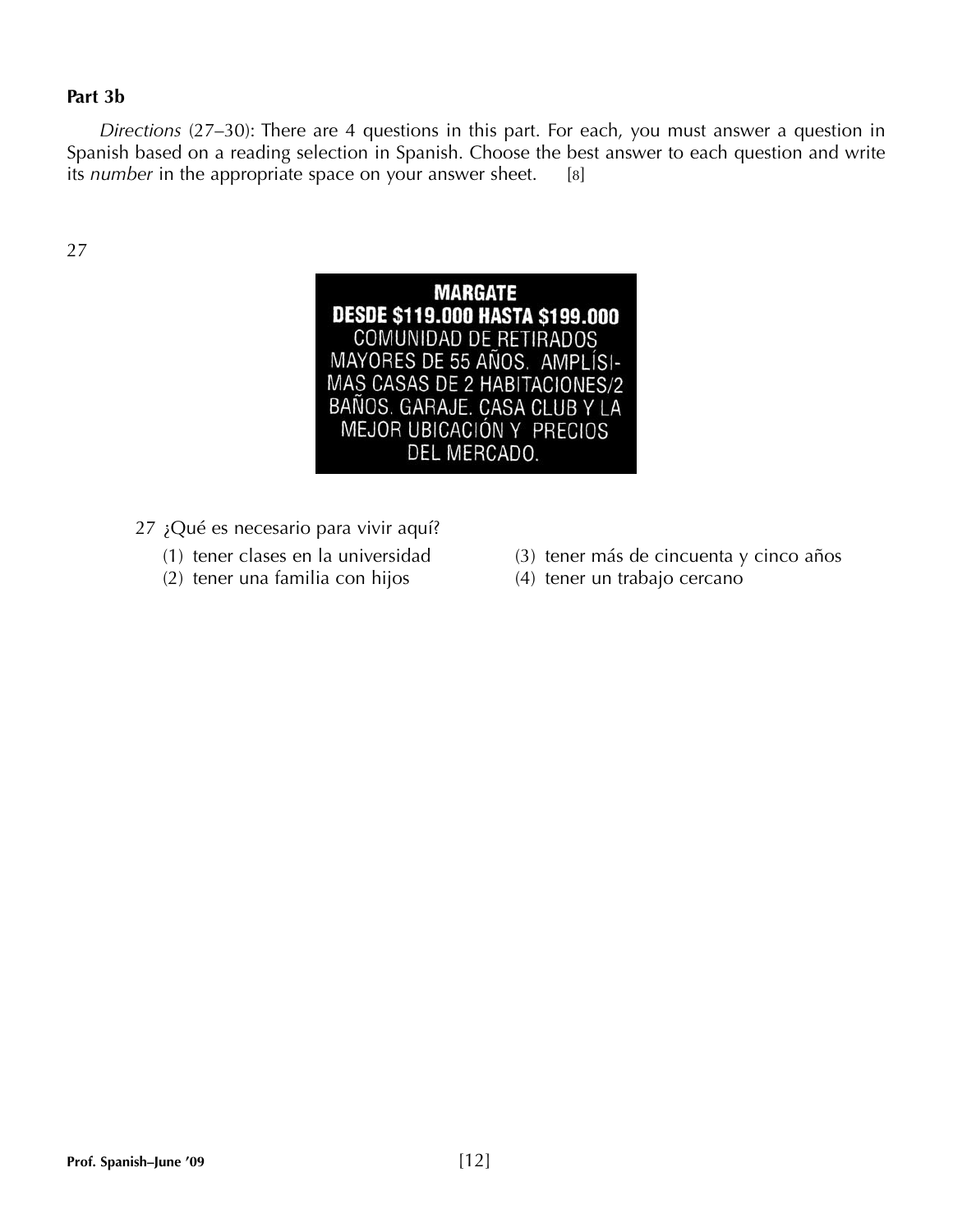**Part 3b**

*Directions* (27–30): There are 4 questions in this part. For each, you must answer a question in Spanish based on a reading selection in Spanish. Choose the best answer to each question and write its *number* in the appropriate space on your answer sheet. [8]

27

**MARGATE**
**DESDE $119.000 HASTA $199.000**
COMUNIDAD DE RETIRADOS MAYORES DE 55 AÑOS. AMPLÍSIMAS CASAS DE 2 HABITACIONES/2 BAÑOS. GARAJE. CASA CLUB Y LA MEJOR UBICACIÓN Y PRECIOS DEL MERCADO.

27 ¿Qué es necesario para vivir aquí?

(1) tener clases en la universidad
(2) tener una familia con hijos
(3) tener más de cincuenta y cinco años
(4) tener un trabajo cercano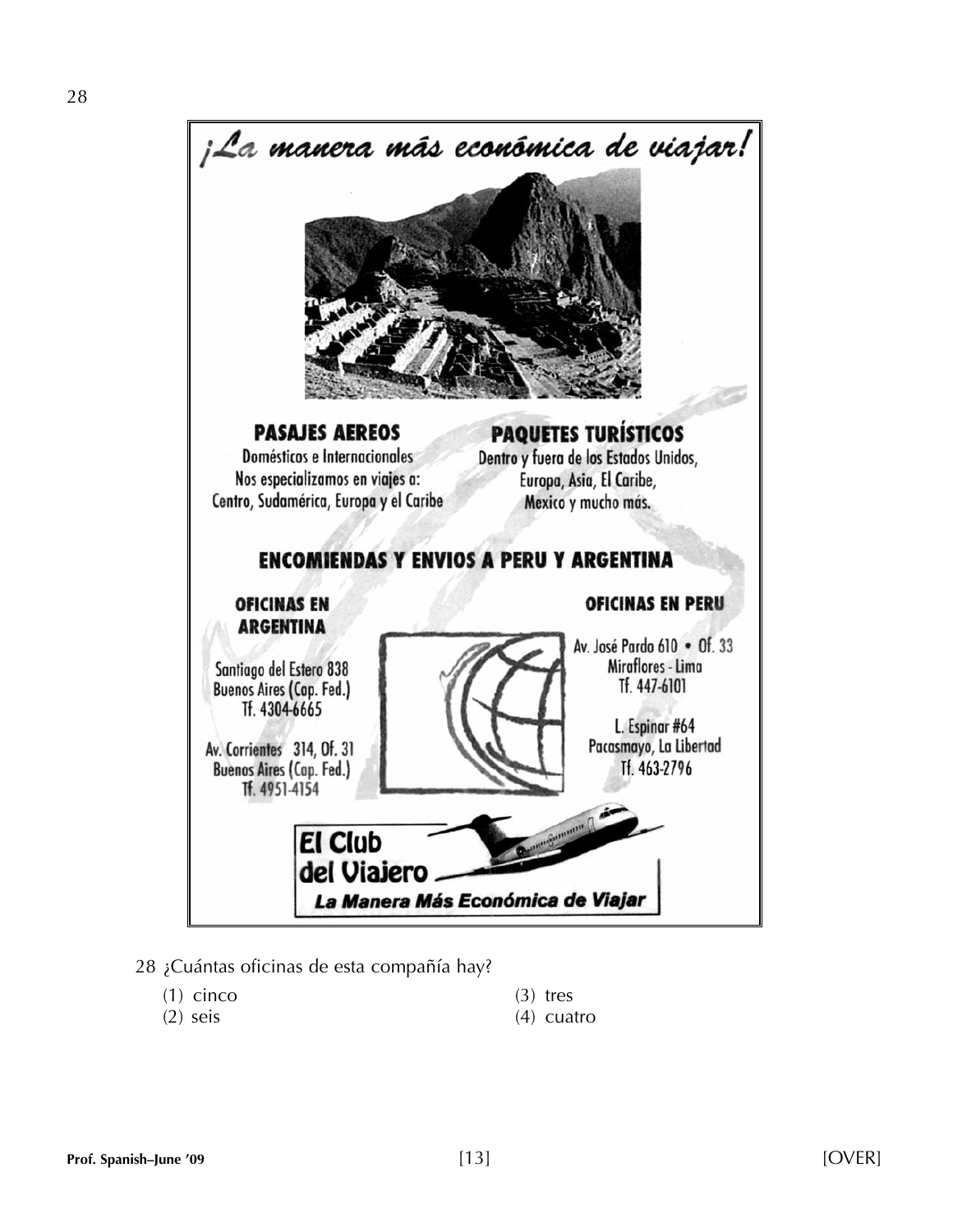28

# ¡La manera más económica de viajar!

## PASAJES AEREOS

Domésticos e Internacionales
Nos especializamos en viajes a:
Centro, Sudamérica, Europa y el Caribe

## PAQUETES TURÍSTICOS

Dentro y fuera de los Estados Unidos,
Europa, Asia, El Caribe,
Mexico y mucho más.

## ENCOMIENDAS Y ENVIOS A PERU Y ARGENTINA

### OFICINAS EN ARGENTINA

Santiago del Estero 838
Buenos Aires (Cap. Fed.)
Tf. 4304-6665

Av. Corrientes 314, Of. 31
Buenos Aires (Cap. Fed.)
Tf. 4951-4154

### OFICINAS EN PERU

Av. José Pardo 610 • Of. 33
Miraflores - Lima
Tf. 447-6101

L. Espinar #64
Pacasmayo, La Libertad
Tf. 463-2796

**El Club del Viajero**

***La Manera Más Económica de Viajar***

28 ¿Cuántas oficinas de esta compañía hay?

(1) cinco
(2) seis
(3) tres
(4) cuatro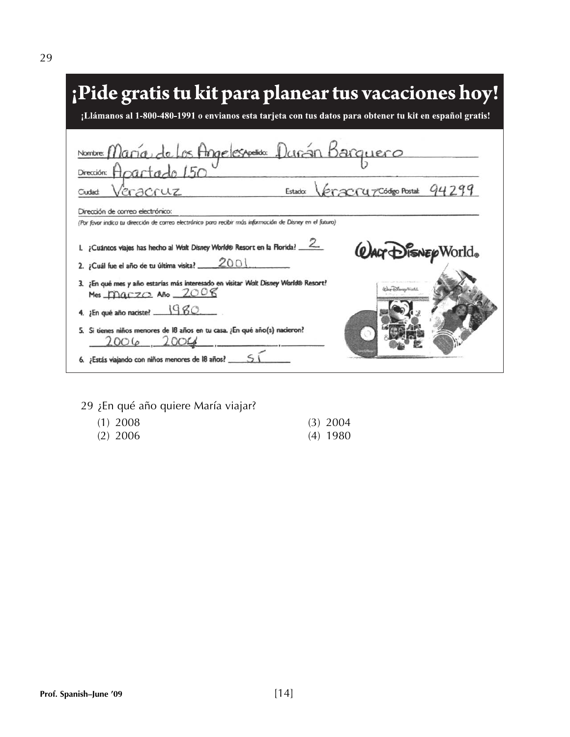29

# ¡Pide gratis tu kit para planear tus vacaciones hoy!

**¡Llámanos al 1-800-480-1991 o envíanos esta tarjeta con tus datos para obtener tu kit en español gratis!**

Nombre: María de Los Angeles Apellido: Durán Barquero

Dirección: Apartado 150

Ciudad: Veracruz Estado: Veracruz Código Postal: 94299

Dirección de correo electrónico:

*(Por favor indica tu dirección de correo electrónico para recibir más información de Disney en el futuro)*

1. ¿Cuántos viajes has hecho al *Walt Disney World*® Resort en la Florida? 2
2. ¿Cuál fue el año de tu última visita? 2001
3. ¿En qué mes y año estarías más interesado en visitar *Walt Disney World*® Resort? Mes marzo Año 2008
4. ¿En qué año naciste? 1980
5. Si tienes niños menores de 18 años en tu casa. ¿En qué año(s) nacieron? 2006, 2004
6. ¿Estás viajando con niños menores de 18 años? Sí

Walt Disney World®

29 ¿En qué año quiere María viajar?

(1) 2008
(2) 2006
(3) 2004
(4) 1980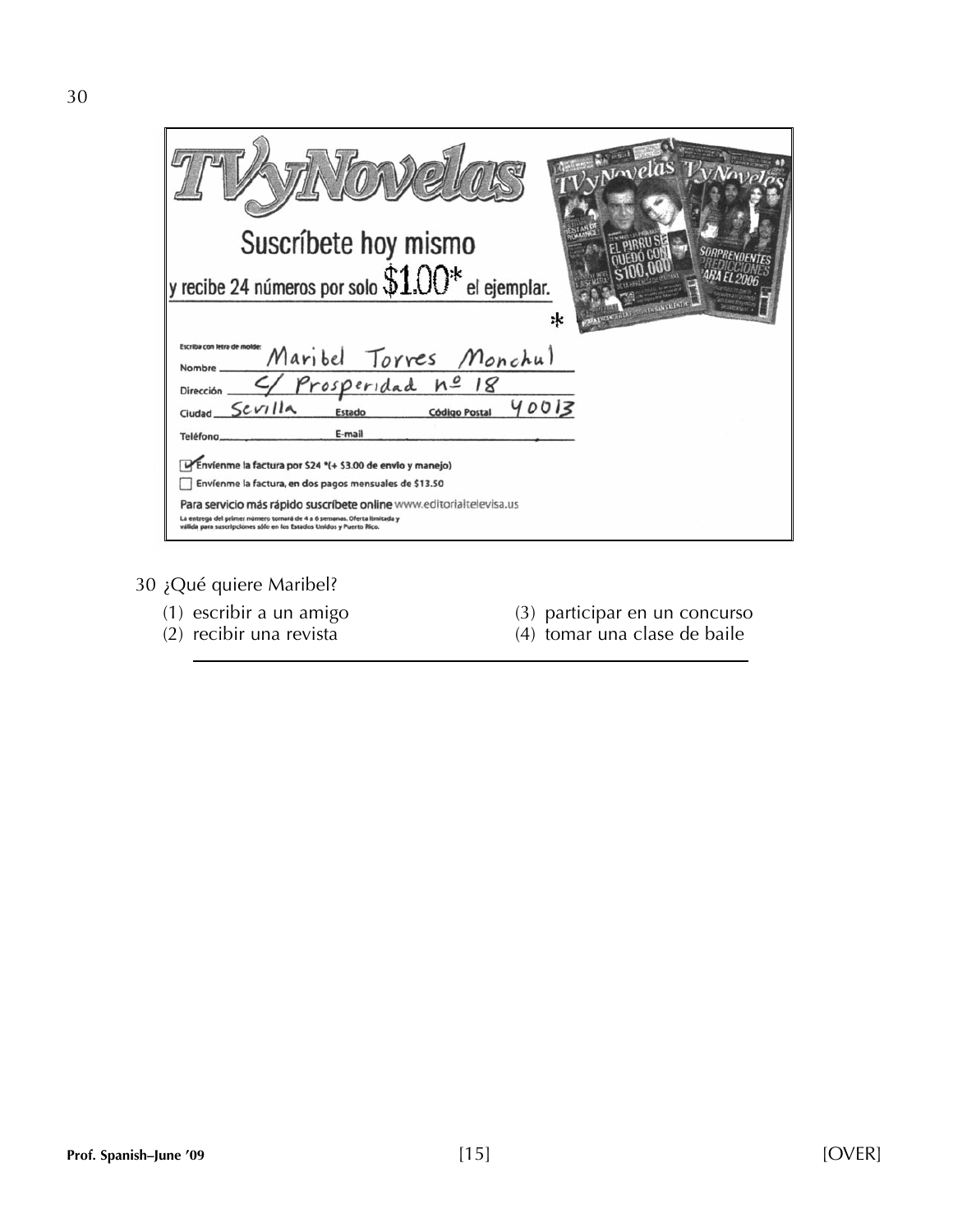30

**TVyNovelas**

Suscríbete hoy mismo

y recibe 24 números por solo $1.00* el ejemplar.

*

Escriba con letra de molde:

Nombre: Maribel Torres Monchul

Dirección: C/ Prosperidad nº 18

Ciudad: Sevilla  Estado  Código Postal: 40013

Teléfono  E-mail

☑ Envíenme la factura por $24 *(+ $3.00 de envío y manejo)

☐ Envíenme la factura, en dos pagos mensuales de $13.50

Para servicio más rápido suscríbete online www.editorialtelevisa.us

La entrega del primer número tomará de 4 a 6 semanas. Oferta limitada y válida para suscripciones sólo en los Estados Unidos y Puerto Rico.

30 ¿Qué quiere Maribel?

(1) escribir a un amigo
(2) recibir una revista
(3) participar en un concurso
(4) tomar una clase de baile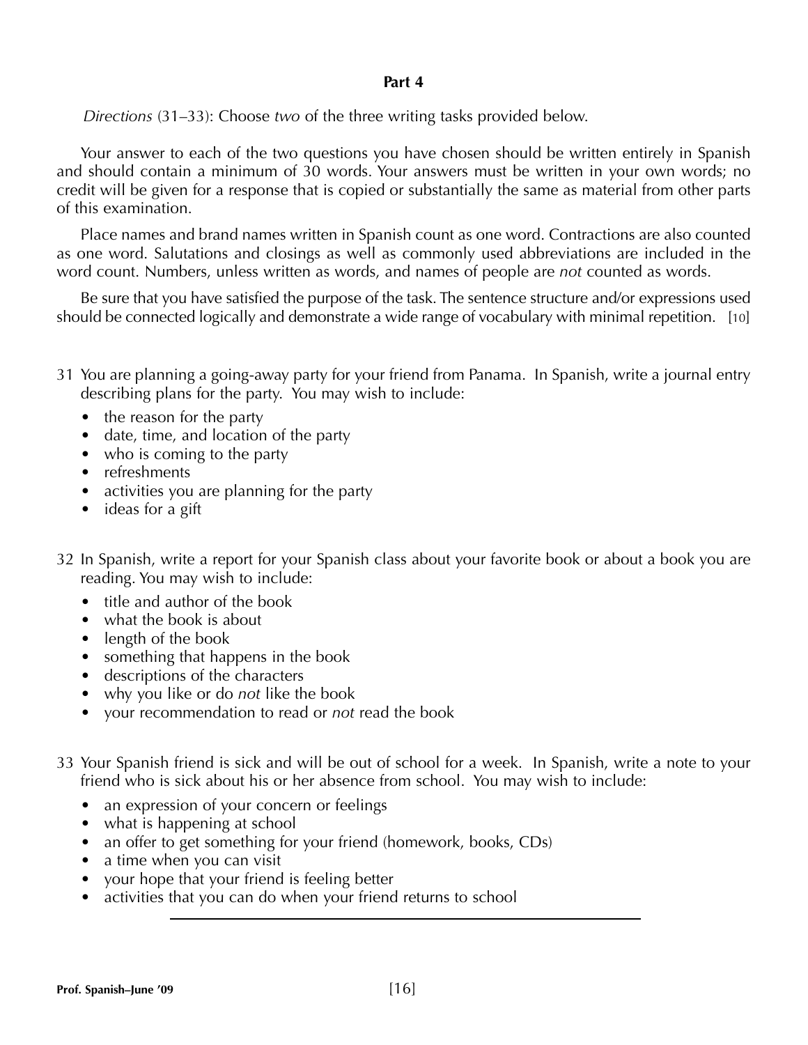## Part 4

*Directions* (31–33): Choose *two* of the three writing tasks provided below.

Your answer to each of the two questions you have chosen should be written entirely in Spanish and should contain a minimum of 30 words. Your answers must be written in your own words; no credit will be given for a response that is copied or substantially the same as material from other parts of this examination.

Place names and brand names written in Spanish count as one word. Contractions are also counted as one word. Salutations and closings as well as commonly used abbreviations are included in the word count. Numbers, unless written as words, and names of people are *not* counted as words.

Be sure that you have satisfied the purpose of the task. The sentence structure and/or expressions used should be connected logically and demonstrate a wide range of vocabulary with minimal repetition. [10]

31 You are planning a going-away party for your friend from Panama. In Spanish, write a journal entry describing plans for the party. You may wish to include:

- the reason for the party
- date, time, and location of the party
- who is coming to the party
- refreshments
- activities you are planning for the party
- ideas for a gift

32 In Spanish, write a report for your Spanish class about your favorite book or about a book you are reading. You may wish to include:

- title and author of the book
- what the book is about
- length of the book
- something that happens in the book
- descriptions of the characters
- why you like or do *not* like the book
- your recommendation to read or *not* read the book

33 Your Spanish friend is sick and will be out of school for a week. In Spanish, write a note to your friend who is sick about his or her absence from school. You may wish to include:

- an expression of your concern or feelings
- what is happening at school
- an offer to get something for your friend (homework, books, CDs)
- a time when you can visit
- your hope that your friend is feeling better
- activities that you can do when your friend returns to school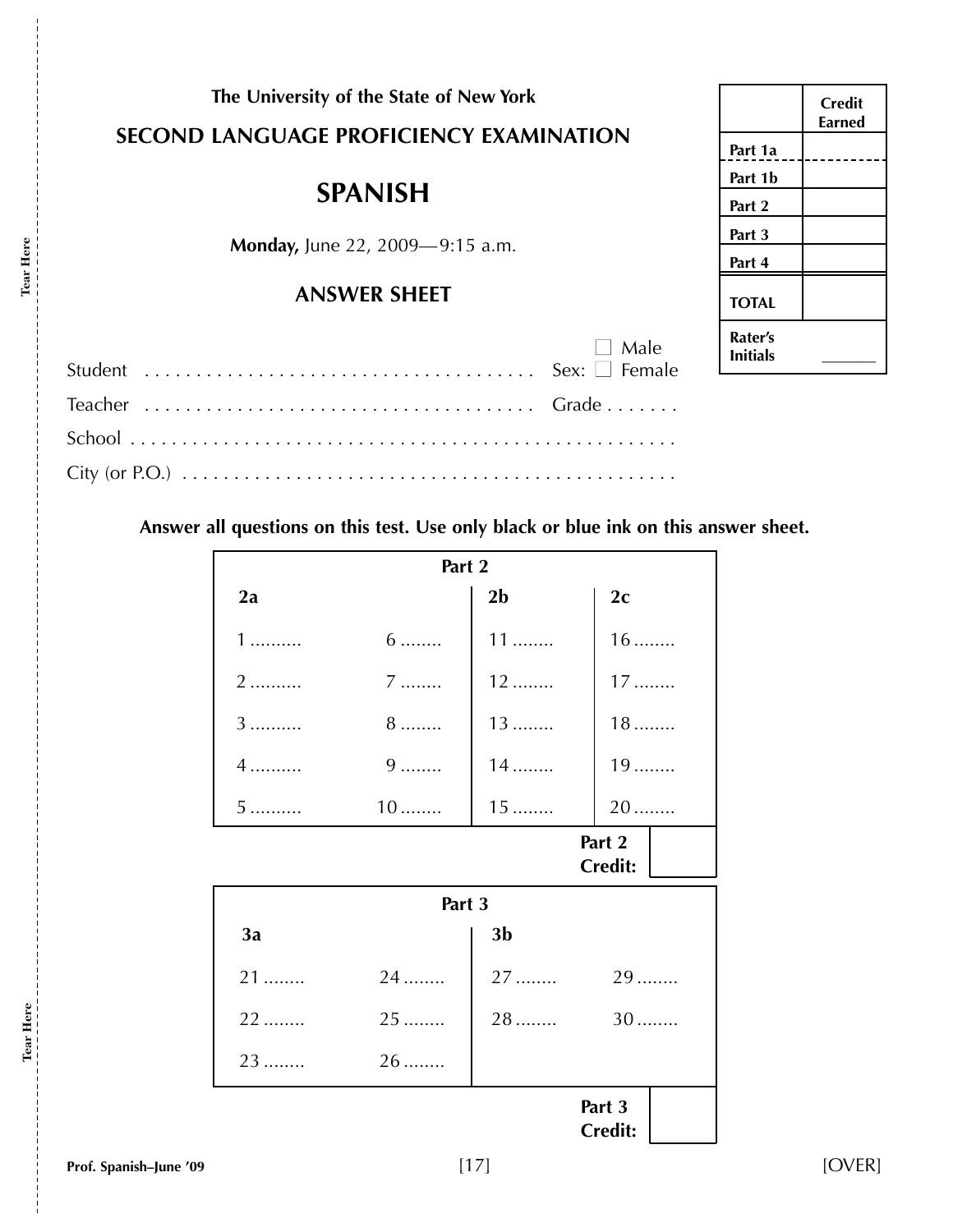The University of the State of New York

**SECOND LANGUAGE PROFICIENCY EXAMINATION**

# SPANISH

**Monday,** June 22, 2009—9:15 a.m.

## ANSWER SHEET

| | Credit Earned |
|---|---|
| Part 1a | |
| Part 1b | |
| Part 2 | |
| Part 3 | |
| Part 4 | |
| TOTAL | |
| Rater's Initials | ______ |

Student .................................... Sex: ☐ Male ☐ Female

Teacher .................................... Grade .......

School ..................................................

City (or P.O.) ..........................................

**Answer all questions on this test. Use only black or blue ink on this answer sheet.**

**Part 2**

| 2a | | 2b | 2c |
|---|---|---|---|
| 1 .......... | 6 ........ | 11 ........ | 16 ........ |
| 2 .......... | 7 ........ | 12 ........ | 17 ........ |
| 3 .......... | 8 ........ | 13 ........ | 18 ........ |
| 4 .......... | 9 ........ | 14 ........ | 19 ........ |
| 5 .......... | 10 ........ | 15 ........ | 20 ........ |

**Part 2 Credit:** ______

**Part 3**

| 3a | | 3b | |
|---|---|---|---|
| 21 ........ | 24 ........ | 27 ........ | 29 ........ |
| 22 ........ | 25 ........ | 28 ........ | 30 ........ |
| 23 ........ | 26 ........ | | |

**Part 3 Credit:** ______

Tear Here

Tear Here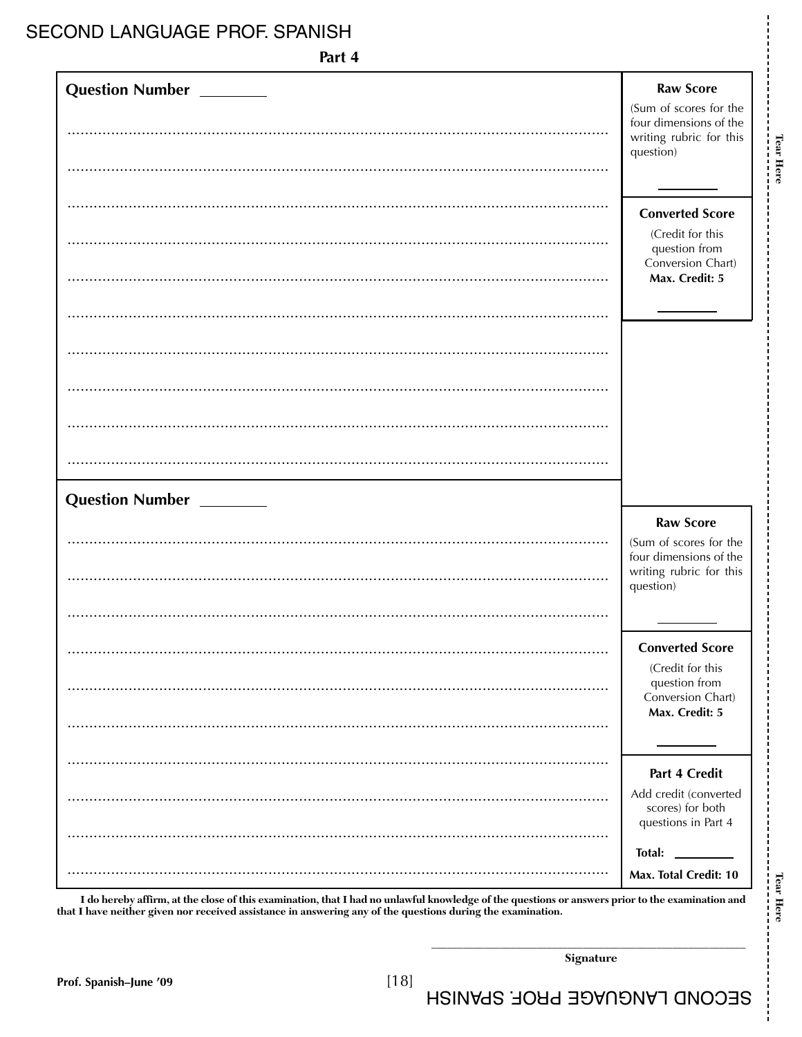SECOND LANGUAGE PROF. SPANISH

**Part 4**

**Question Number** ________

............................................................................................................................

............................................................................................................................

............................................................................................................................

............................................................................................................................

............................................................................................................................

............................................................................................................................

............................................................................................................................

............................................................................................................................

............................................................................................................................

............................................................................................................................

**Raw Score**
(Sum of scores for the four dimensions of the writing rubric for this question)

________

**Converted Score**
(Credit for this question from Conversion Chart)
**Max. Credit: 5**

________

**Question Number** ________

............................................................................................................................

............................................................................................................................

............................................................................................................................

............................................................................................................................

............................................................................................................................

............................................................................................................................

............................................................................................................................

............................................................................................................................

............................................................................................................................

............................................................................................................................

**Raw Score**
(Sum of scores for the four dimensions of the writing rubric for this question)

________

**Converted Score**
(Credit for this question from Conversion Chart)
**Max. Credit: 5**

________

**Part 4 Credit**
Add credit (converted scores) for both questions in Part 4

**Total:** ________

**Max. Total Credit: 10**

**I do hereby affirm, at the close of this examination, that I had no unlawful knowledge of the questions or answers prior to the examination and that I have neither given nor received assistance in answering any of the questions during the examination.**

____________________________________________
**Signature**

Tear Here

Tear Here

SECOND LANGUAGE PROF. SPANISH